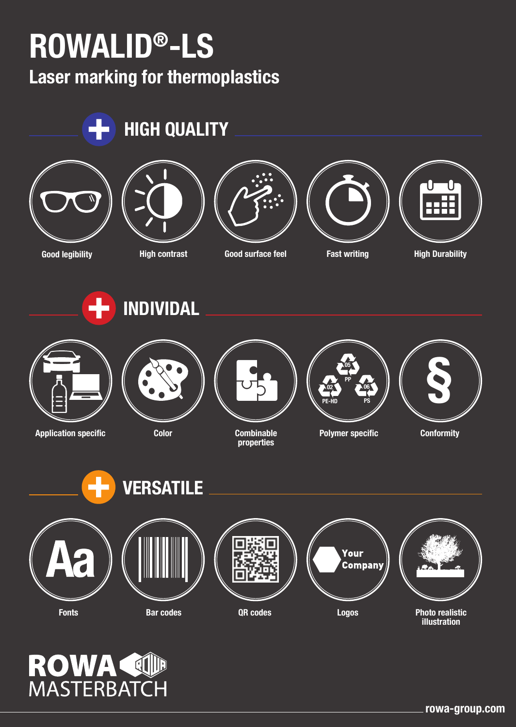# ROWALID®-LS

## Laser marking for thermoplastics

## HIGH QUALITY

- Good legibility
- High contrast
- Good surface feel
- Fast writing
- High Durability

## INDIVIDAL

- Application specific
- Color
- Combinable properties
- Polymer specific
- Conformity

## VERSATILE

- Fonts
- Bar codes
- QR codes
- Logos
- Photo realistic illustration

ROWA MASTERBATCH

rowa-group.com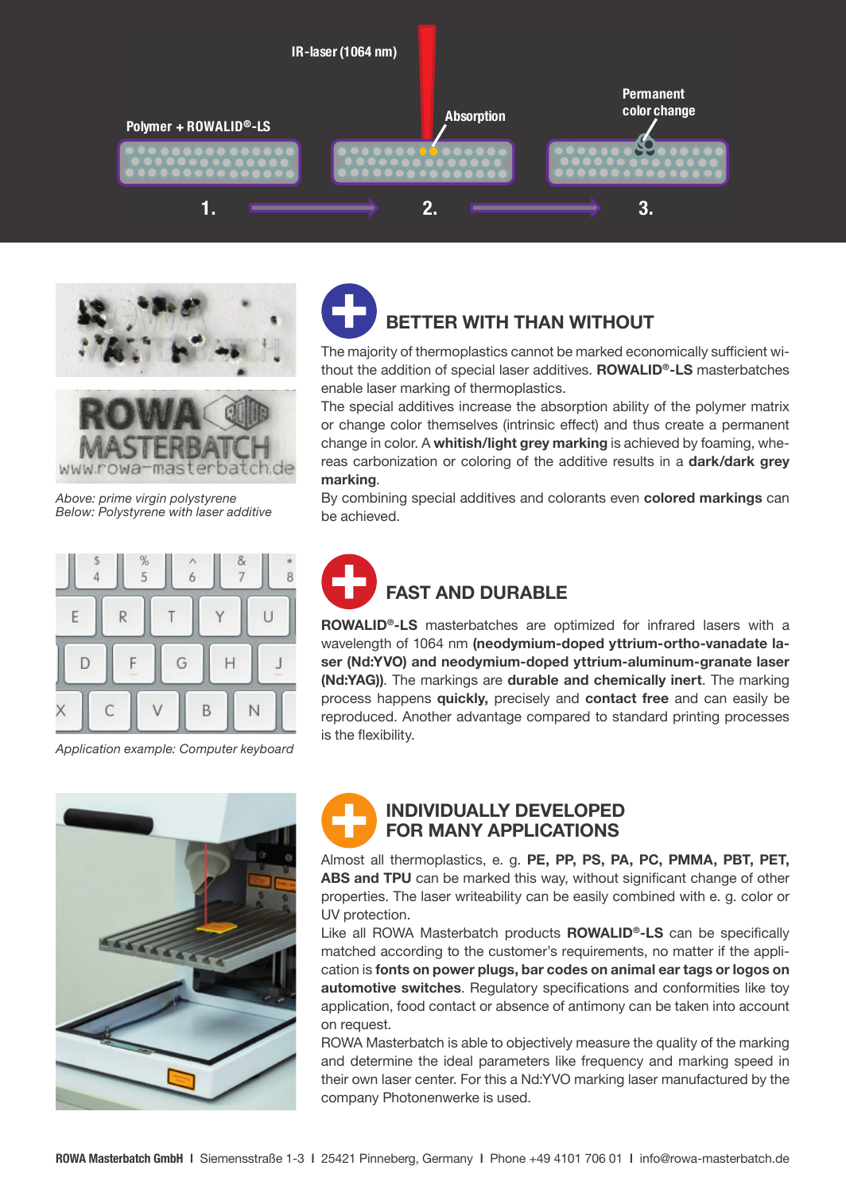IR-laser (1064 nm)

Polymer + ROWALID®-LS

Absorption

Permanent color change

1.

2.

3.

Above: prime virgin polystyrene
Below: Polystyrene with laser additive

## BETTER WITH THAN WITHOUT

The majority of thermoplastics cannot be marked economically sufficient without the addition of special laser additives. **ROWALID®-LS** masterbatches enable laser marking of thermoplastics.
The special additives increase the absorption ability of the polymer matrix or change color themselves (intrinsic effect) and thus create a permanent change in color. A **whitish/light grey marking** is achieved by foaming, whereas carbonization or coloring of the additive results in a **dark/dark grey marking**.
By combining special additives and colorants even **colored markings** can be achieved.

*Application example: Computer keyboard*

## FAST AND DURABLE

**ROWALID®-LS** masterbatches are optimized for infrared lasers with a wavelength of 1064 nm **(neodymium-doped yttrium-ortho-vanadate laser (Nd:YVO) and neodymium-doped yttrium-aluminum-granate laser (Nd:YAG))**. The markings are **durable and chemically inert**. The marking process happens **quickly,** precisely and **contact free** and can easily be reproduced. Another advantage compared to standard printing processes is the flexibility.

## INDIVIDUALLY DEVELOPED FOR MANY APPLICATIONS

Almost all thermoplastics, e. g. **PE, PP, PS, PA, PC, PMMA, PBT, PET, ABS and TPU** can be marked this way, without significant change of other properties. The laser writeability can be easily combined with e. g. color or UV protection.
Like all ROWA Masterbatch products **ROWALID®-LS** can be specifically matched according to the customer's requirements, no matter if the application is **fonts on power plugs, bar codes on animal ear tags or logos on automotive switches**. Regulatory specifications and conformities like toy application, food contact or absence of antimony can be taken into account on request.
ROWA Masterbatch is able to objectively measure the quality of the marking and determine the ideal parameters like frequency and marking speed in their own laser center. For this a Nd:YVO marking laser manufactured by the company Photonenwerke is used.

**ROWA Masterbatch GmbH** I Siemensstraße 1-3 I 25421 Pinneberg, Germany I Phone +49 4101 706 01 I info@rowa-masterbatch.de